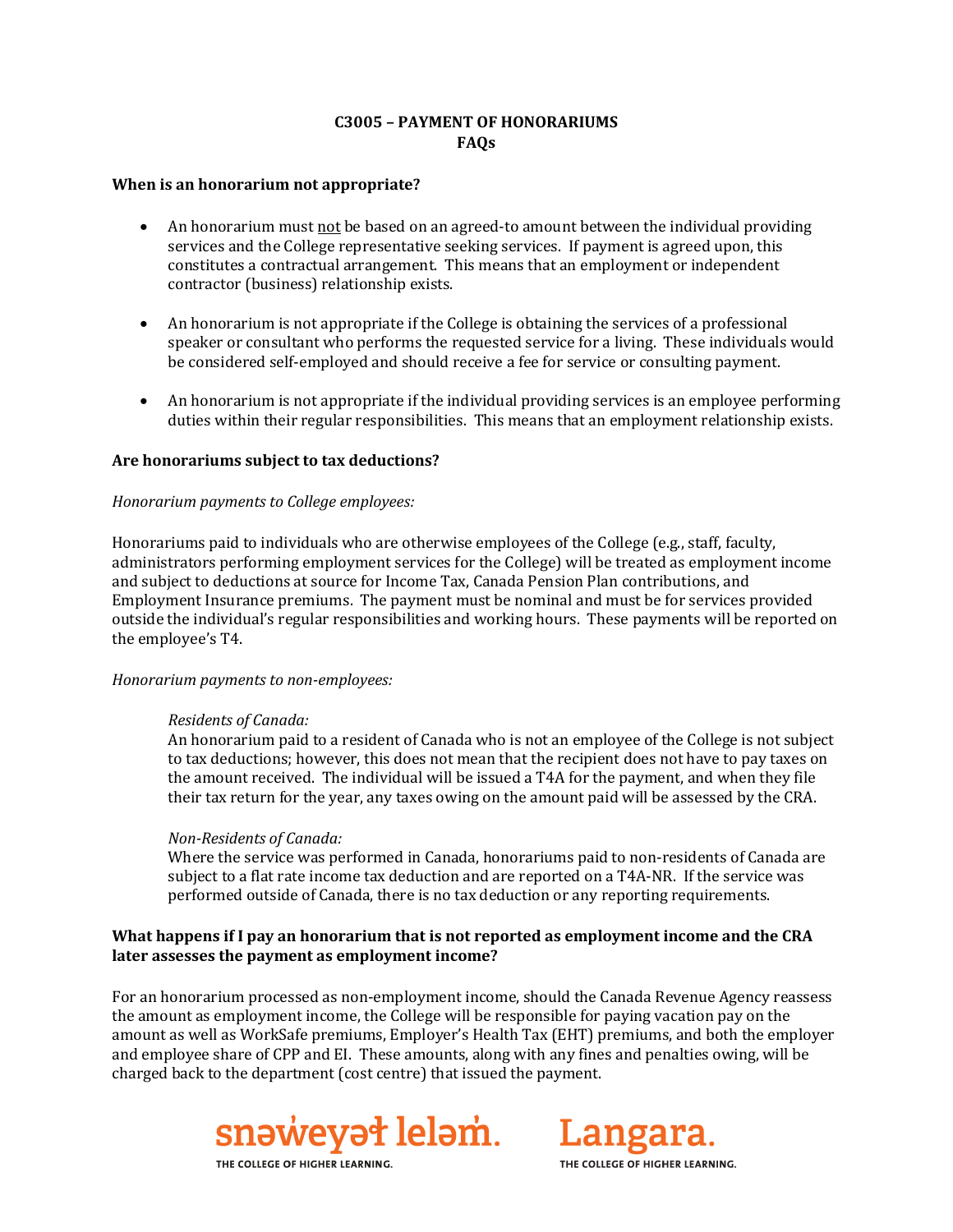# C3005 – PAYMENT OF HONORARIUMS
# FAQs

**When is an honorarium not appropriate?**

- An honorarium must not be based on an agreed-to amount between the individual providing services and the College representative seeking services. If payment is agreed upon, this constitutes a contractual arrangement. This means that an employment or independent contractor (business) relationship exists.
- An honorarium is not appropriate if the College is obtaining the services of a professional speaker or consultant who performs the requested service for a living. These individuals would be considered self-employed and should receive a fee for service or consulting payment.
- An honorarium is not appropriate if the individual providing services is an employee performing duties within their regular responsibilities. This means that an employment relationship exists.

**Are honorariums subject to tax deductions?**

*Honorarium payments to College employees:*

Honorariums paid to individuals who are otherwise employees of the College (e.g., staff, faculty, administrators performing employment services for the College) will be treated as employment income and subject to deductions at source for Income Tax, Canada Pension Plan contributions, and Employment Insurance premiums. The payment must be nominal and must be for services provided outside the individual's regular responsibilities and working hours. These payments will be reported on the employee's T4.

*Honorarium payments to non-employees:*

*Residents of Canada:*
An honorarium paid to a resident of Canada who is not an employee of the College is not subject to tax deductions; however, this does not mean that the recipient does not have to pay taxes on the amount received. The individual will be issued a T4A for the payment, and when they file their tax return for the year, any taxes owing on the amount paid will be assessed by the CRA.

*Non-Residents of Canada:*
Where the service was performed in Canada, honorariums paid to non-residents of Canada are subject to a flat rate income tax deduction and are reported on a T4A-NR. If the service was performed outside of Canada, there is no tax deduction or any reporting requirements.

**What happens if I pay an honorarium that is not reported as employment income and the CRA later assesses the payment as employment income?**

For an honorarium processed as non-employment income, should the Canada Revenue Agency reassess the amount as employment income, the College will be responsible for paying vacation pay on the amount as well as WorkSafe premiums, Employer's Health Tax (EHT) premiums, and both the employer and employee share of CPP and EI. These amounts, along with any fines and penalties owing, will be charged back to the department (cost centre) that issued the payment.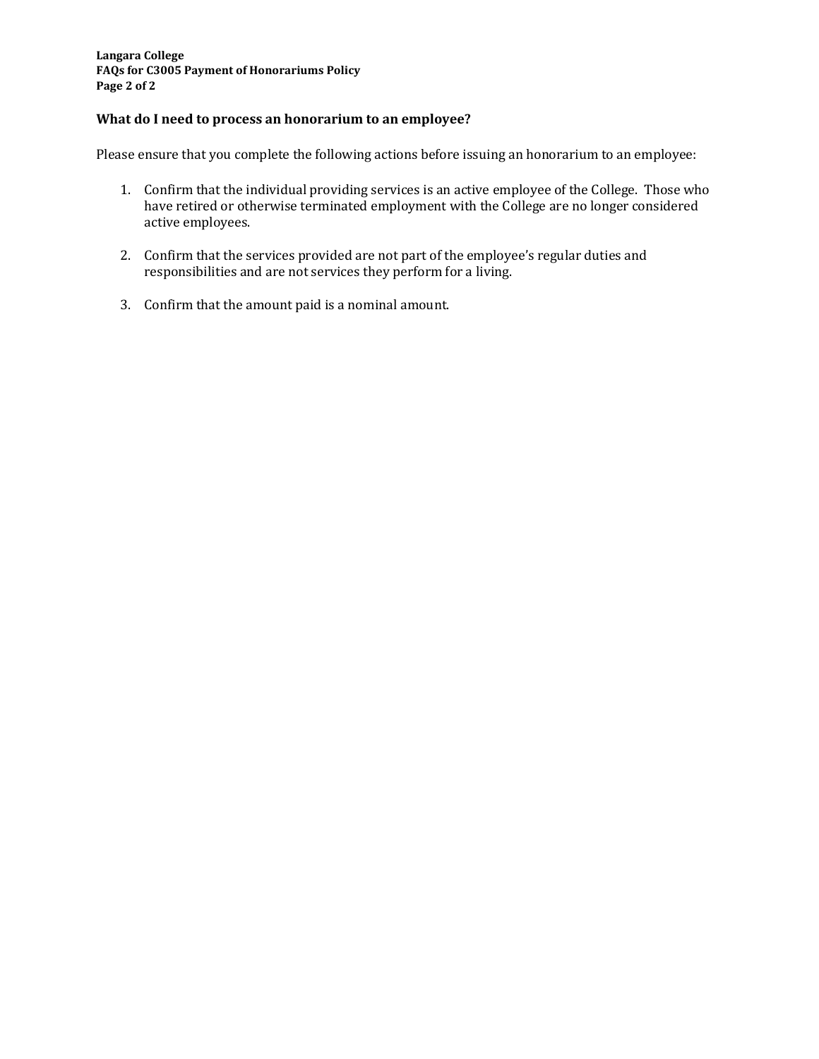### What do I need to process an honorarium to an employee?

Please ensure that you complete the following actions before issuing an honorarium to an employee:

1. Confirm that the individual providing services is an active employee of the College. Those who have retired or otherwise terminated employment with the College are no longer considered active employees.

2. Confirm that the services provided are not part of the employee's regular duties and responsibilities and are not services they perform for a living.

3. Confirm that the amount paid is a nominal amount.